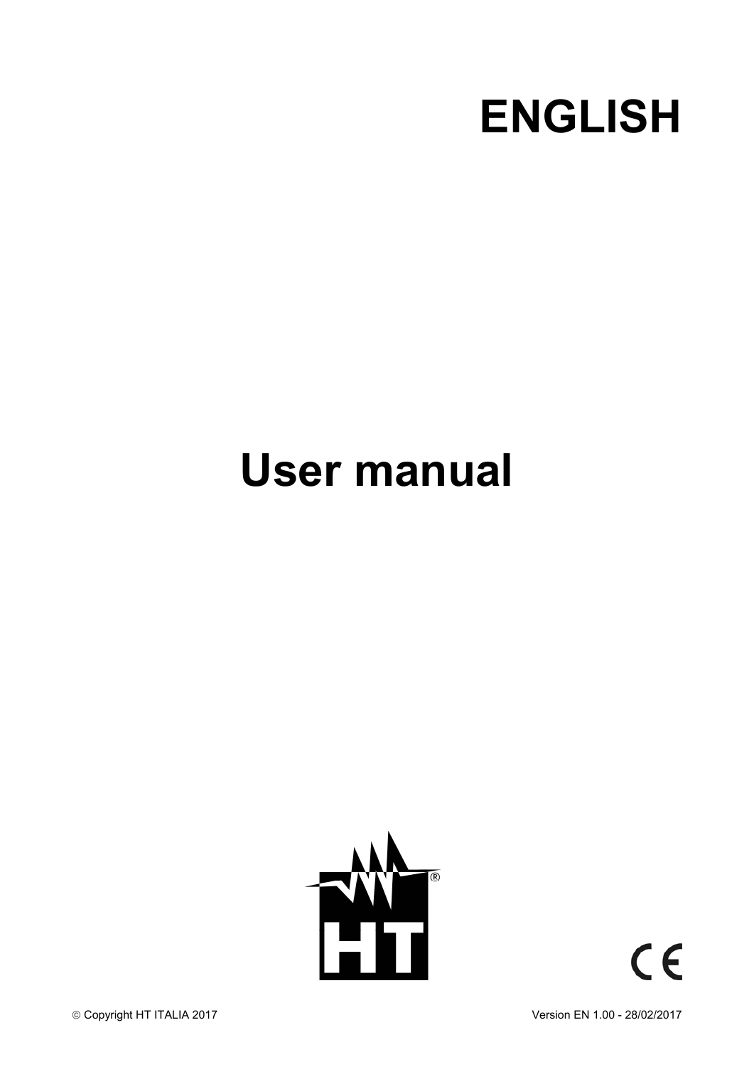# ENGLISH

# User manual

© Copyright HT ITALIA 2017

Version EN 1.00 - 28/02/2017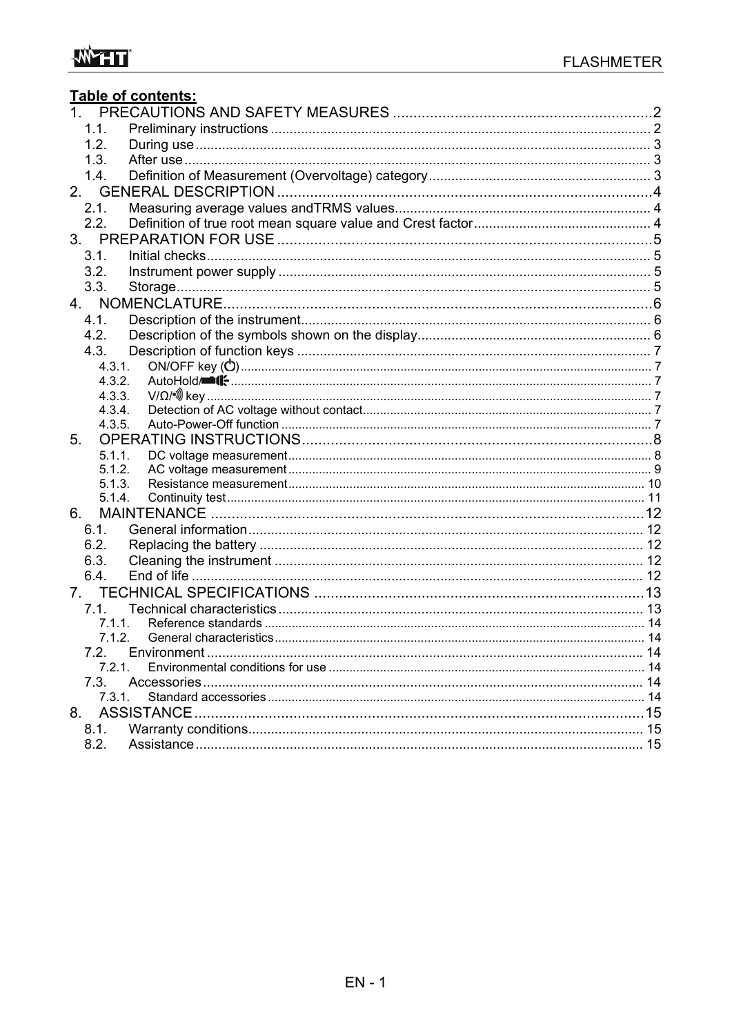**Table of contents:**

1. PRECAUTIONS AND SAFETY MEASURES ....... 2
   - 1.1. Preliminary instructions ....... 2
   - 1.2. During use ....... 3
   - 1.3. After use ....... 3
   - 1.4. Definition of Measurement (Overvoltage) category ....... 3
2. GENERAL DESCRIPTION ....... 4
   - 2.1. Measuring average values andTRMS values ....... 4
   - 2.2. Definition of true root mean square value and Crest factor ....... 4
3. PREPARATION FOR USE ....... 5
   - 3.1. Initial checks ....... 5
   - 3.2. Instrument power supply ....... 5
   - 3.3. Storage ....... 5
4. NOMENCLATURE ....... 6
   - 4.1. Description of the instrument ....... 6
   - 4.2. Description of the symbols shown on the display ....... 6
   - 4.3. Description of function keys ....... 7
     - 4.3.1. ON/OFF key (⏻) ....... 7
     - 4.3.2. AutoHold/ ....... 7
     - 4.3.3. V/Ω/•))) key ....... 7
     - 4.3.4. Detection of AC voltage without contact ....... 7
     - 4.3.5. Auto-Power-Off function ....... 7
5. OPERATING INSTRUCTIONS ....... 8
   - 5.1.1. DC voltage measurement ....... 8
   - 5.1.2. AC voltage measurement ....... 9
   - 5.1.3. Resistance measurement ....... 10
   - 5.1.4. Continuity test ....... 11
6. MAINTENANCE ....... 12
   - 6.1. General information ....... 12
   - 6.2. Replacing the battery ....... 12
   - 6.3. Cleaning the instrument ....... 12
   - 6.4. End of life ....... 12
7. TECHNICAL SPECIFICATIONS ....... 13
   - 7.1. Technical characteristics ....... 13
     - 7.1.1. Reference standards ....... 14
     - 7.1.2. General characteristics ....... 14
   - 7.2. Environment ....... 14
     - 7.2.1. Environmental conditions for use ....... 14
   - 7.3. Accessories ....... 14
     - 7.3.1. Standard accessories ....... 14
8. ASSISTANCE ....... 15
   - 8.1. Warranty conditions ....... 15
   - 8.2. Assistance ....... 15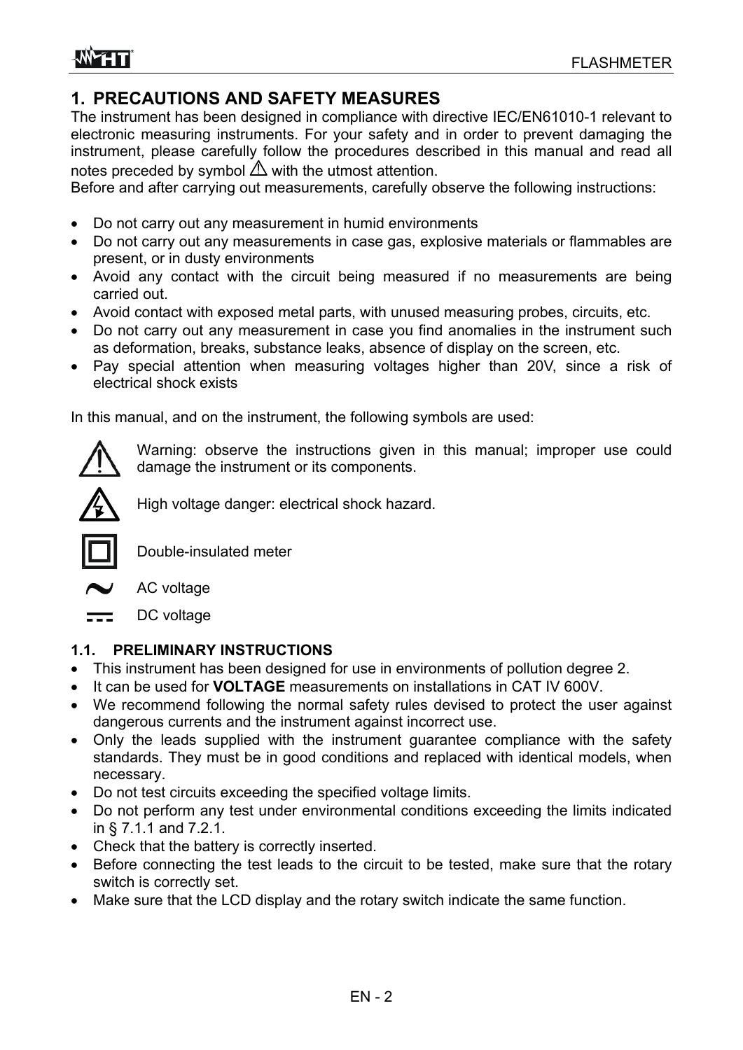# 1. PRECAUTIONS AND SAFETY MEASURES

The instrument has been designed in compliance with directive IEC/EN61010-1 relevant to electronic measuring instruments. For your safety and in order to prevent damaging the instrument, please carefully follow the procedures described in this manual and read all notes preceded by symbol ⚠ with the utmost attention.

Before and after carrying out measurements, carefully observe the following instructions:

- Do not carry out any measurement in humid environments
- Do not carry out any measurements in case gas, explosive materials or flammables are present, or in dusty environments
- Avoid any contact with the circuit being measured if no measurements are being carried out.
- Avoid contact with exposed metal parts, with unused measuring probes, circuits, etc.
- Do not carry out any measurement in case you find anomalies in the instrument such as deformation, breaks, substance leaks, absence of display on the screen, etc.
- Pay special attention when measuring voltages higher than 20V, since a risk of electrical shock exists

In this manual, and on the instrument, the following symbols are used:

⚠ Warning: observe the instructions given in this manual; improper use could damage the instrument or its components.

High voltage danger: electrical shock hazard.

Double-insulated meter

~ AC voltage

DC voltage

## 1.1. PRELIMINARY INSTRUCTIONS

- This instrument has been designed for use in environments of pollution degree 2.
- It can be used for **VOLTAGE** measurements on installations in CAT IV 600V.
- We recommend following the normal safety rules devised to protect the user against dangerous currents and the instrument against incorrect use.
- Only the leads supplied with the instrument guarantee compliance with the safety standards. They must be in good conditions and replaced with identical models, when necessary.
- Do not test circuits exceeding the specified voltage limits.
- Do not perform any test under environmental conditions exceeding the limits indicated in § 7.1.1 and 7.2.1.
- Check that the battery is correctly inserted.
- Before connecting the test leads to the circuit to be tested, make sure that the rotary switch is correctly set.
- Make sure that the LCD display and the rotary switch indicate the same function.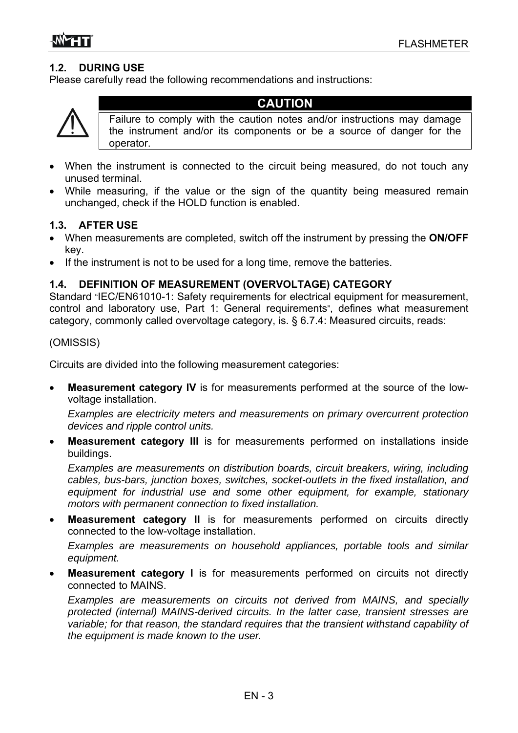### 1.2. DURING USE

Please carefully read the following recommendations and instructions:

**CAUTION**

Failure to comply with the caution notes and/or instructions may damage the instrument and/or its components or be a source of danger for the operator.

- When the instrument is connected to the circuit being measured, do not touch any unused terminal.
- While measuring, if the value or the sign of the quantity being measured remain unchanged, check if the HOLD function is enabled.

### 1.3. AFTER USE

- When measurements are completed, switch off the instrument by pressing the **ON/OFF** key.
- If the instrument is not to be used for a long time, remove the batteries.

### 1.4. DEFINITION OF MEASUREMENT (OVERVOLTAGE) CATEGORY

Standard "IEC/EN61010-1: Safety requirements for electrical equipment for measurement, control and laboratory use, Part 1: General requirements", defines what measurement category, commonly called overvoltage category, is. § 6.7.4: Measured circuits, reads:

(OMISSIS)

Circuits are divided into the following measurement categories:

- **Measurement category IV** is for measurements performed at the source of the low-voltage installation.

  *Examples are electricity meters and measurements on primary overcurrent protection devices and ripple control units.*

- **Measurement category III** is for measurements performed on installations inside buildings.

  *Examples are measurements on distribution boards, circuit breakers, wiring, including cables, bus-bars, junction boxes, switches, socket-outlets in the fixed installation, and equipment for industrial use and some other equipment, for example, stationary motors with permanent connection to fixed installation.*

- **Measurement category II** is for measurements performed on circuits directly connected to the low-voltage installation.

  *Examples are measurements on household appliances, portable tools and similar equipment.*

- **Measurement category I** is for measurements performed on circuits not directly connected to MAINS.

  *Examples are measurements on circuits not derived from MAINS, and specially protected (internal) MAINS-derived circuits. In the latter case, transient stresses are variable; for that reason, the standard requires that the transient withstand capability of the equipment is made known to the user.*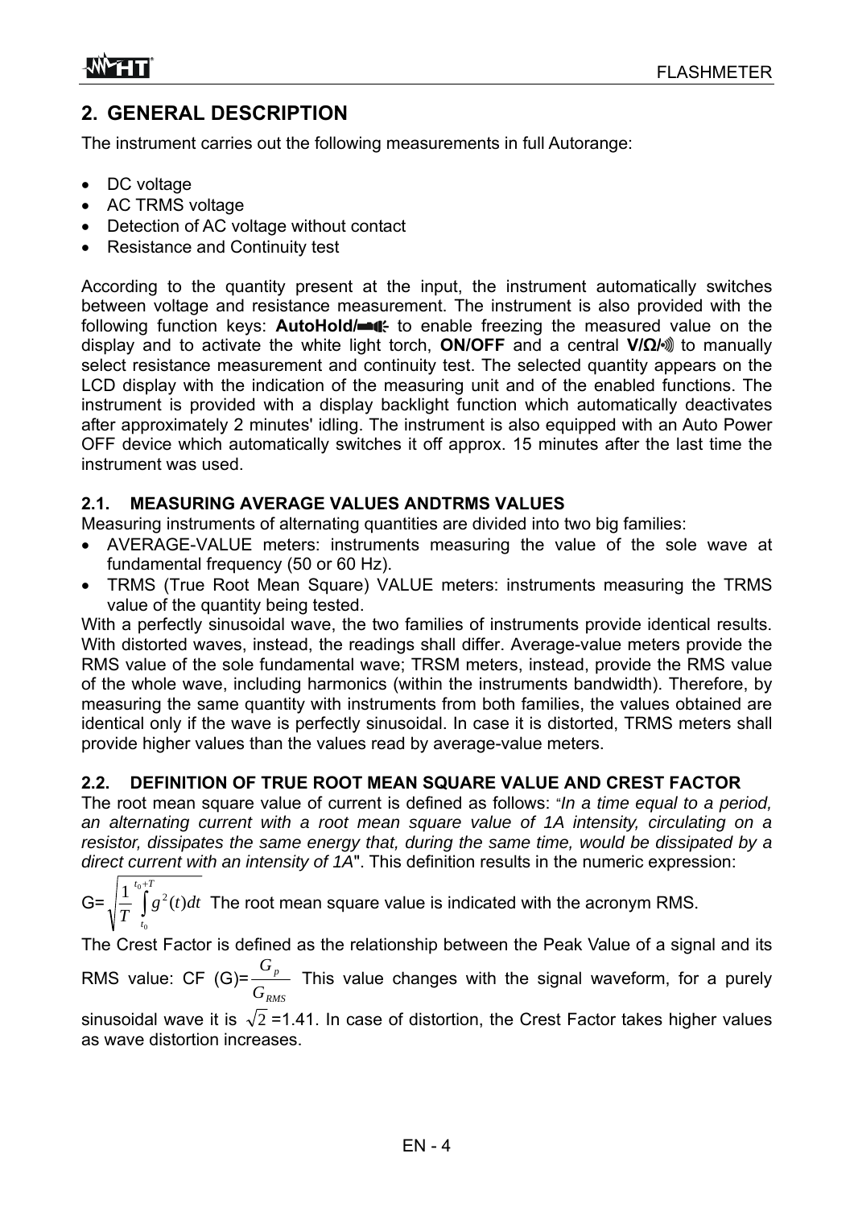## 2. GENERAL DESCRIPTION

The instrument carries out the following measurements in full Autorange:

- DC voltage
- AC TRMS voltage
- Detection of AC voltage without contact
- Resistance and Continuity test

According to the quantity present at the input, the instrument automatically switches between voltage and resistance measurement. The instrument is also provided with the following function keys: **AutoHold/** to enable freezing the measured value on the display and to activate the white light torch, **ON/OFF** and a central **V/Ω/** to manually select resistance measurement and continuity test. The selected quantity appears on the LCD display with the indication of the measuring unit and of the enabled functions. The instrument is provided with a display backlight function which automatically deactivates after approximately 2 minutes' idling. The instrument is also equipped with an Auto Power OFF device which automatically switches it off approx. 15 minutes after the last time the instrument was used.

### 2.1. MEASURING AVERAGE VALUES ANDTRMS VALUES

Measuring instruments of alternating quantities are divided into two big families:

- AVERAGE-VALUE meters: instruments measuring the value of the sole wave at fundamental frequency (50 or 60 Hz).
- TRMS (True Root Mean Square) VALUE meters: instruments measuring the TRMS value of the quantity being tested.

With a perfectly sinusoidal wave, the two families of instruments provide identical results. With distorted waves, instead, the readings shall differ. Average-value meters provide the RMS value of the sole fundamental wave; TRSM meters, instead, provide the RMS value of the whole wave, including harmonics (within the instruments bandwidth). Therefore, by measuring the same quantity with instruments from both families, the values obtained are identical only if the wave is perfectly sinusoidal. In case it is distorted, TRMS meters shall provide higher values than the values read by average-value meters.

### 2.2. DEFINITION OF TRUE ROOT MEAN SQUARE VALUE AND CREST FACTOR

The root mean square value of current is defined as follows: "*In a time equal to a period, an alternating current with a root mean square value of 1A intensity, circulating on a resistor, dissipates the same energy that, during the same time, would be dissipated by a direct current with an intensity of 1A*". This definition results in the numeric expression:

$G=\sqrt{\frac{1}{T}\int_{t_0}^{t_0+T} g^2(t)dt}$ The root mean square value is indicated with the acronym RMS.

The Crest Factor is defined as the relationship between the Peak Value of a signal and its RMS value: CF (G)= $\frac{G_p}{G_{RMS}}$ This value changes with the signal waveform, for a purely sinusoidal wave it is $\sqrt{2}$ =1.41. In case of distortion, the Crest Factor takes higher values as wave distortion increases.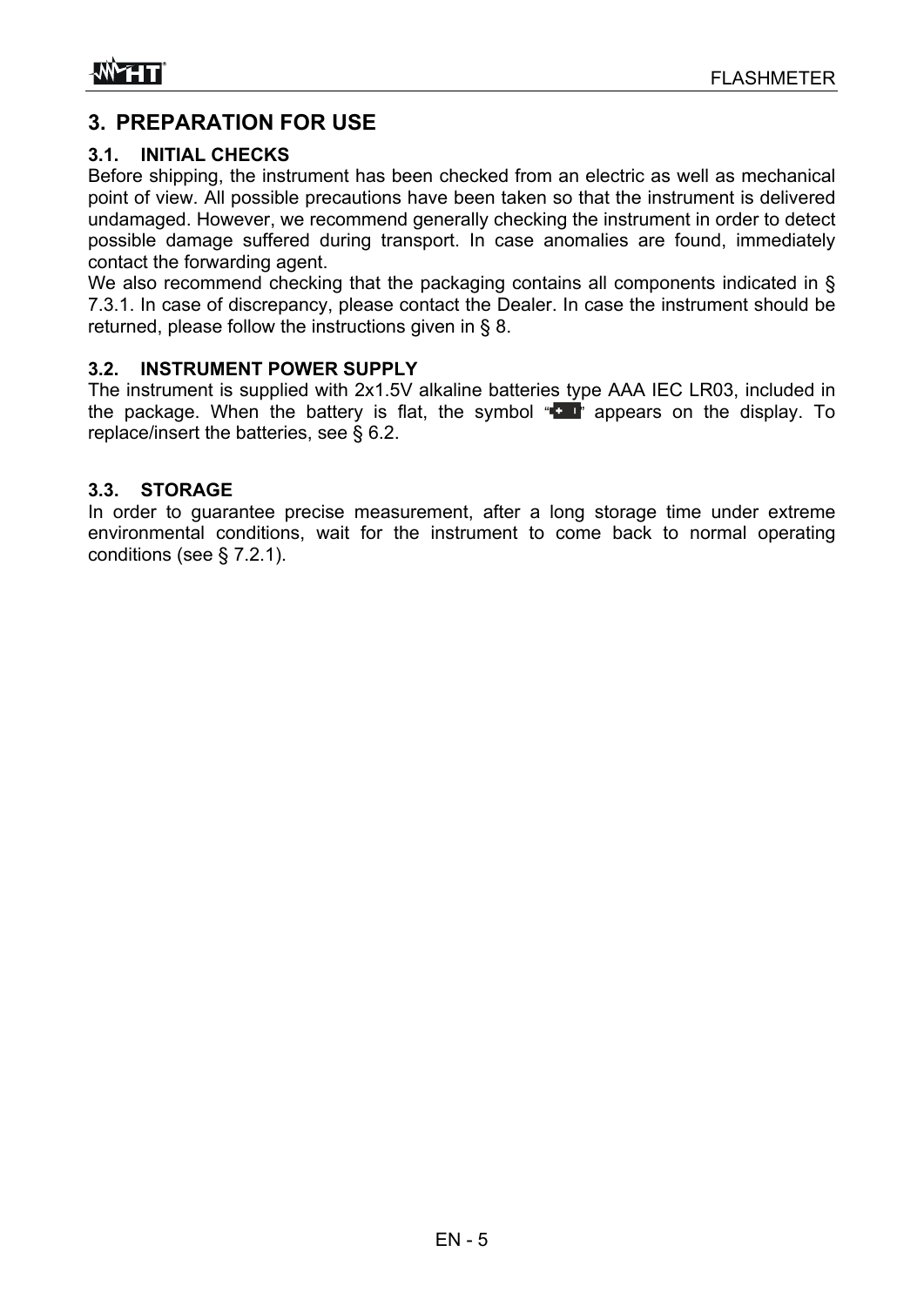# 3. PREPARATION FOR USE

## 3.1. INITIAL CHECKS

Before shipping, the instrument has been checked from an electric as well as mechanical point of view. All possible precautions have been taken so that the instrument is delivered undamaged. However, we recommend generally checking the instrument in order to detect possible damage suffered during transport. In case anomalies are found, immediately contact the forwarding agent.

We also recommend checking that the packaging contains all components indicated in § 7.3.1. In case of discrepancy, please contact the Dealer. In case the instrument should be returned, please follow the instructions given in § 8.

## 3.2. INSTRUMENT POWER SUPPLY

The instrument is supplied with 2x1.5V alkaline batteries type AAA IEC LR03, included in the package. When the battery is flat, the symbol "+ -" appears on the display. To replace/insert the batteries, see § 6.2.

## 3.3. STORAGE

In order to guarantee precise measurement, after a long storage time under extreme environmental conditions, wait for the instrument to come back to normal operating conditions (see § 7.2.1).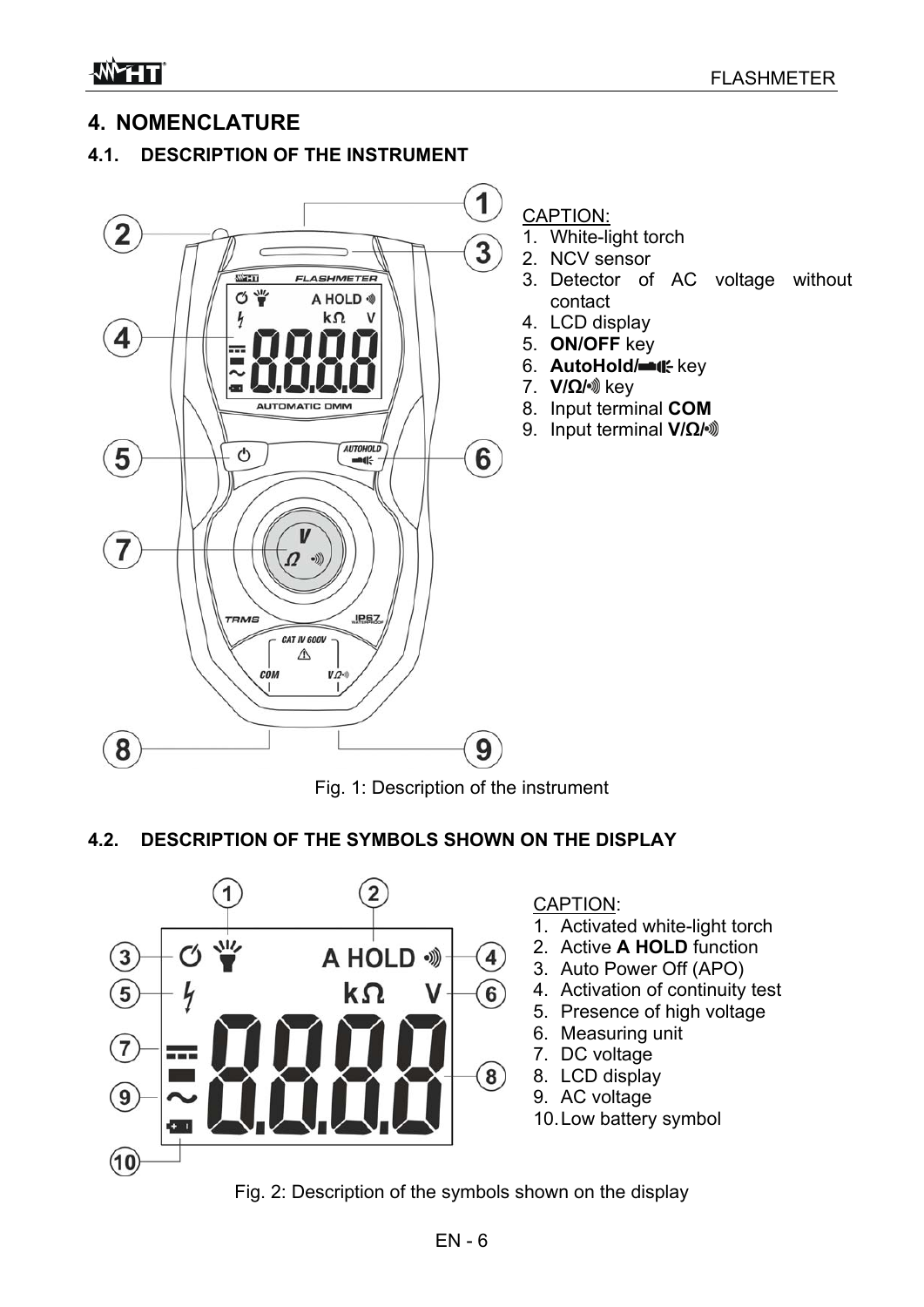# 4. NOMENCLATURE

## 4.1. DESCRIPTION OF THE INSTRUMENT

CAPTION:

1. White-light torch
2. NCV sensor
3. Detector of AC voltage without contact
4. LCD display
5. **ON/OFF** key
6. **AutoHold/** key
7. **V/Ω/•))** key
8. Input terminal **COM**
9. Input terminal **V/Ω/•))**

Fig. 1: Description of the instrument

## 4.2. DESCRIPTION OF THE SYMBOLS SHOWN ON THE DISPLAY

CAPTION:

1. Activated white-light torch
2. Active **A HOLD** function
3. Auto Power Off (APO)
4. Activation of continuity test
5. Presence of high voltage
6. Measuring unit
7. DC voltage
8. LCD display
9. AC voltage
10. Low battery symbol

Fig. 2: Description of the symbols shown on the display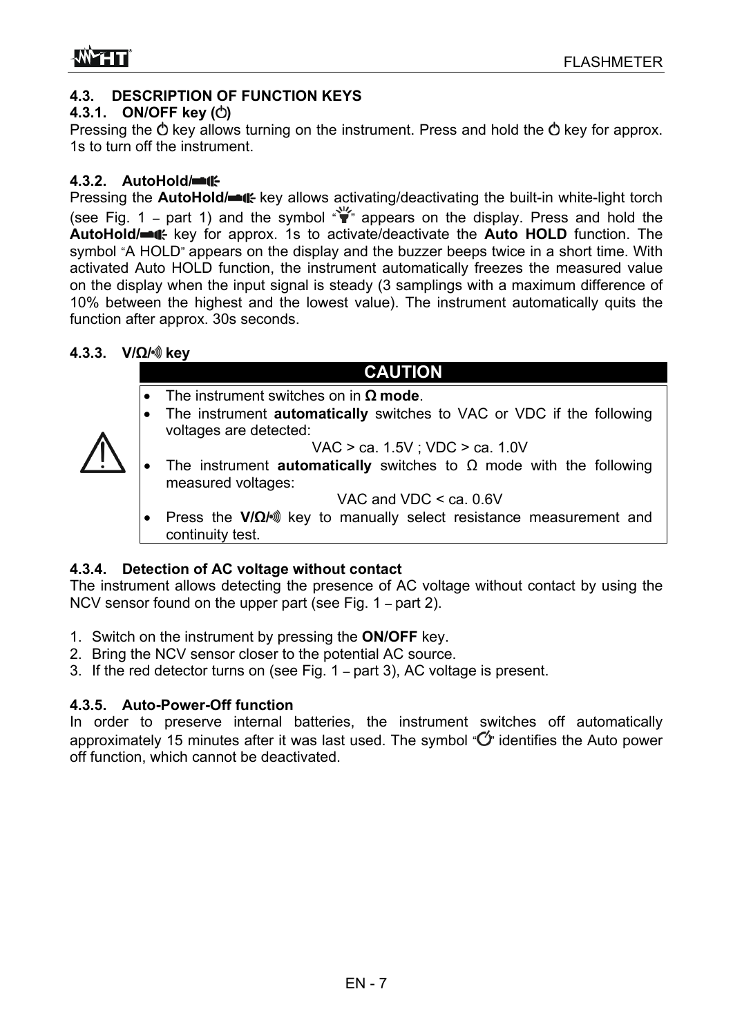## 4.3. DESCRIPTION OF FUNCTION KEYS

### 4.3.1. ON/OFF key (⏻)

Pressing the ⏻ key allows turning on the instrument. Press and hold the ⏻ key for approx. 1s to turn off the instrument.

### 4.3.2. AutoHold/🔦

Pressing the **AutoHold/🔦** key allows activating/deactivating the built-in white-light torch (see Fig. 1 – part 1) and the symbol "💡" appears on the display. Press and hold the **AutoHold/🔦** key for approx. 1s to activate/deactivate the **Auto HOLD** function. The symbol "A HOLD" appears on the display and the buzzer beeps twice in a short time. With activated Auto HOLD function, the instrument automatically freezes the measured value on the display when the input signal is steady (3 samplings with a maximum difference of 10% between the highest and the lowest value). The instrument automatically quits the function after approx. 30s seconds.

### 4.3.3. V/Ω/•))) key

**CAUTION**

- The instrument switches on in **Ω mode**.
- The instrument **automatically** switches to VAC or VDC if the following voltages are detected:
  VAC > ca. 1.5V ; VDC > ca. 1.0V
- The instrument **automatically** switches to Ω mode with the following measured voltages:
  VAC and VDC < ca. 0.6V
- Press the **V/Ω/•)))** key to manually select resistance measurement and continuity test.

### 4.3.4. Detection of AC voltage without contact

The instrument allows detecting the presence of AC voltage without contact by using the NCV sensor found on the upper part (see Fig. 1 – part 2).

1. Switch on the instrument by pressing the **ON/OFF** key.
2. Bring the NCV sensor closer to the potential AC source.
3. If the red detector turns on (see Fig. 1 – part 3), AC voltage is present.

### 4.3.5. Auto-Power-Off function

In order to preserve internal batteries, the instrument switches off automatically approximately 15 minutes after it was last used. The symbol "⏻" identifies the Auto power off function, which cannot be deactivated.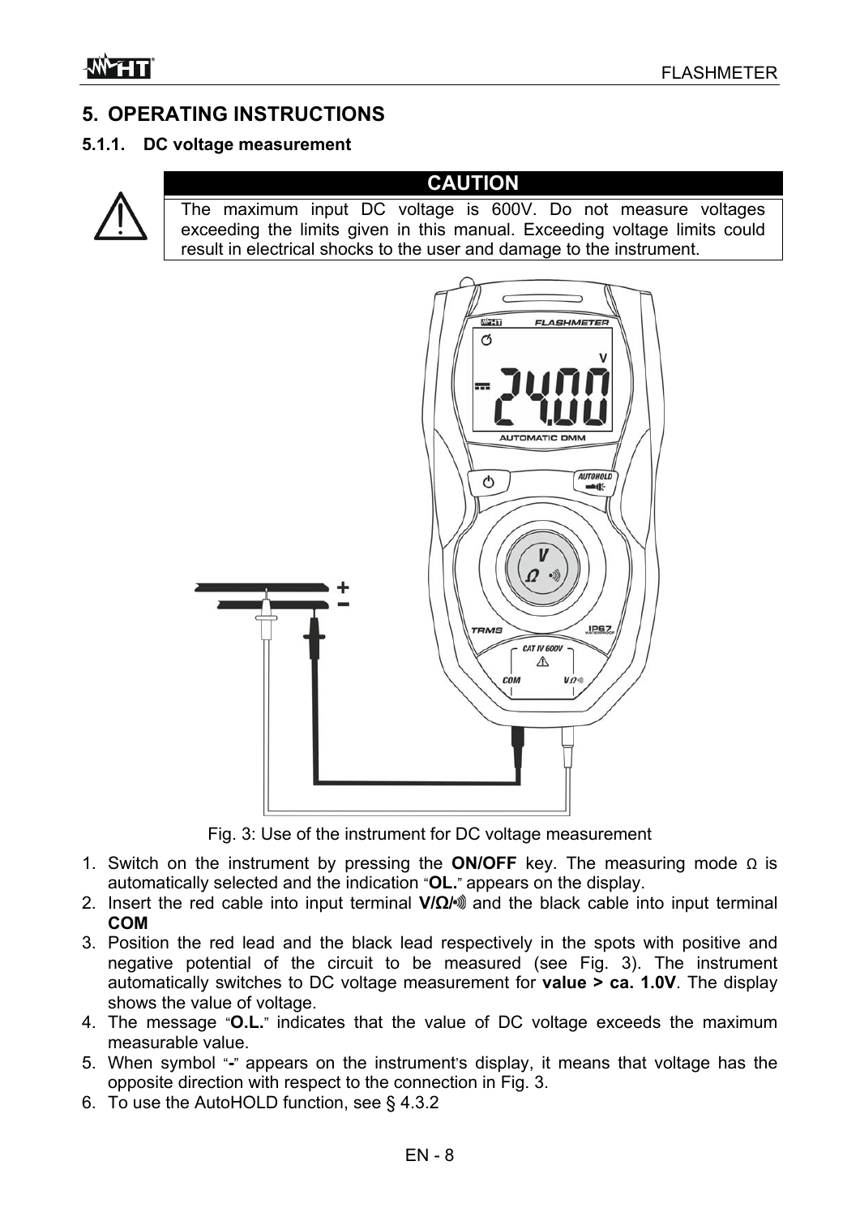## 5. OPERATING INSTRUCTIONS

### 5.1.1. DC voltage measurement

**CAUTION**

The maximum input DC voltage is 600V. Do not measure voltages exceeding the limits given in this manual. Exceeding voltage limits could result in electrical shocks to the user and damage to the instrument.

Fig. 3: Use of the instrument for DC voltage measurement

1. Switch on the instrument by pressing the **ON/OFF** key. The measuring mode Ω is automatically selected and the indication "**OL.**" appears on the display.
2. Insert the red cable into input terminal **V/Ω/•))** and the black cable into input terminal **COM**
3. Position the red lead and the black lead respectively in the spots with positive and negative potential of the circuit to be measured (see Fig. 3). The instrument automatically switches to DC voltage measurement for **value > ca. 1.0V**. The display shows the value of voltage.
4. The message "**O.L.**" indicates that the value of DC voltage exceeds the maximum measurable value.
5. When symbol "**-**" appears on the instrument's display, it means that voltage has the opposite direction with respect to the connection in Fig. 3.
6. To use the AutoHOLD function, see § 4.3.2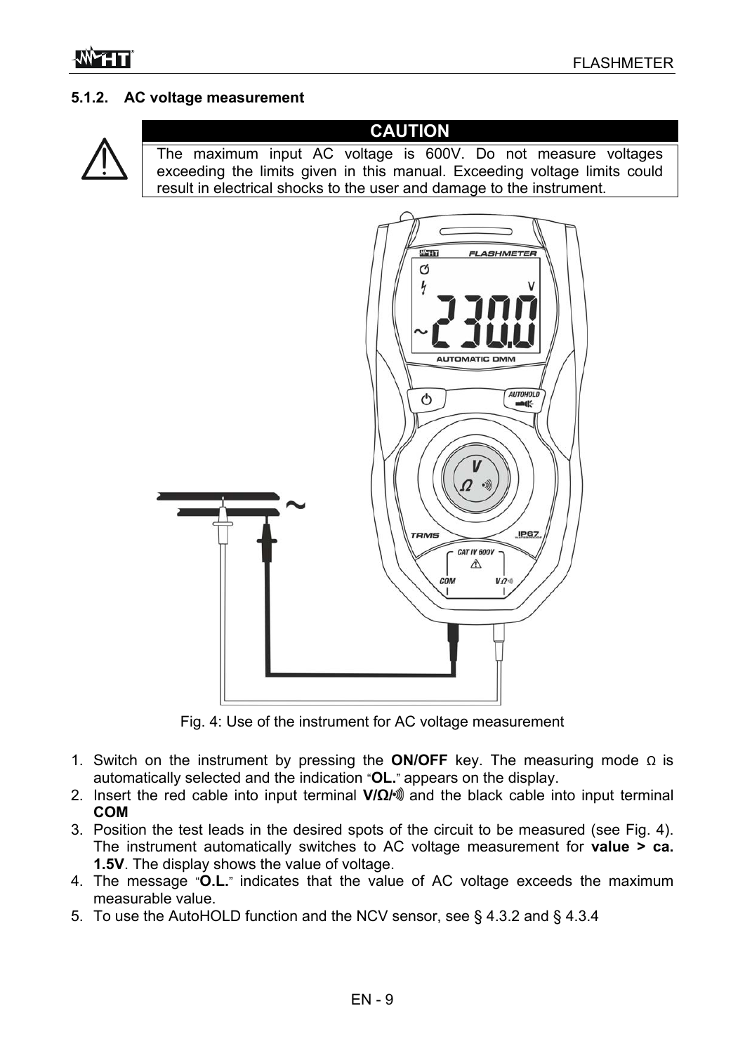### 5.1.2. AC voltage measurement

**CAUTION**

The maximum input AC voltage is 600V. Do not measure voltages exceeding the limits given in this manual. Exceeding voltage limits could result in electrical shocks to the user and damage to the instrument.

Fig. 4: Use of the instrument for AC voltage measurement

1. Switch on the instrument by pressing the **ON/OFF** key. The measuring mode Ω is automatically selected and the indication "**OL.**" appears on the display.
2. Insert the red cable into input terminal **V/Ω/•)))** and the black cable into input terminal **COM**
3. Position the test leads in the desired spots of the circuit to be measured (see Fig. 4). The instrument automatically switches to AC voltage measurement for **value > ca. 1.5V**. The display shows the value of voltage.
4. The message "**O.L.**" indicates that the value of AC voltage exceeds the maximum measurable value.
5. To use the AutoHOLD function and the NCV sensor, see § 4.3.2 and § 4.3.4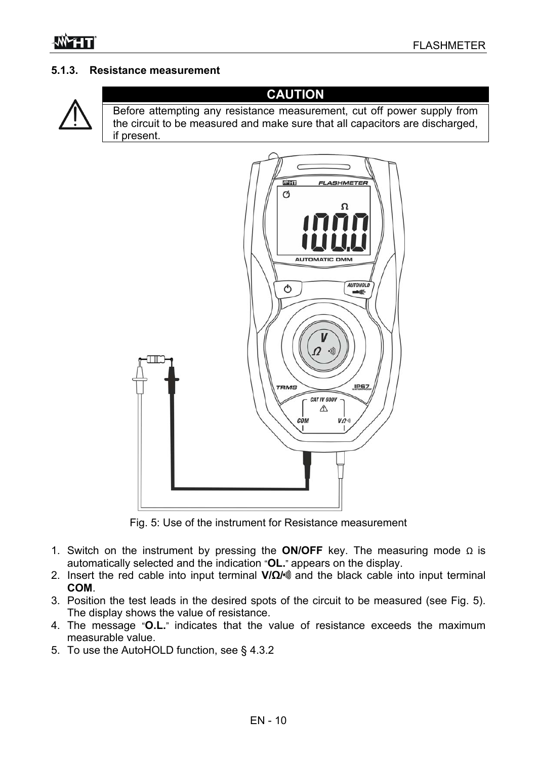### 5.1.3. Resistance measurement

**CAUTION**

Before attempting any resistance measurement, cut off power supply from the circuit to be measured and make sure that all capacitors are discharged, if present.

Fig. 5: Use of the instrument for Resistance measurement

1. Switch on the instrument by pressing the **ON/OFF** key. The measuring mode Ω is automatically selected and the indication "**OL.**" appears on the display.
2. Insert the red cable into input terminal **V/Ω/•)))** and the black cable into input terminal **COM**.
3. Position the test leads in the desired spots of the circuit to be measured (see Fig. 5). The display shows the value of resistance.
4. The message "**O.L.**" indicates that the value of resistance exceeds the maximum measurable value.
5. To use the AutoHOLD function, see § 4.3.2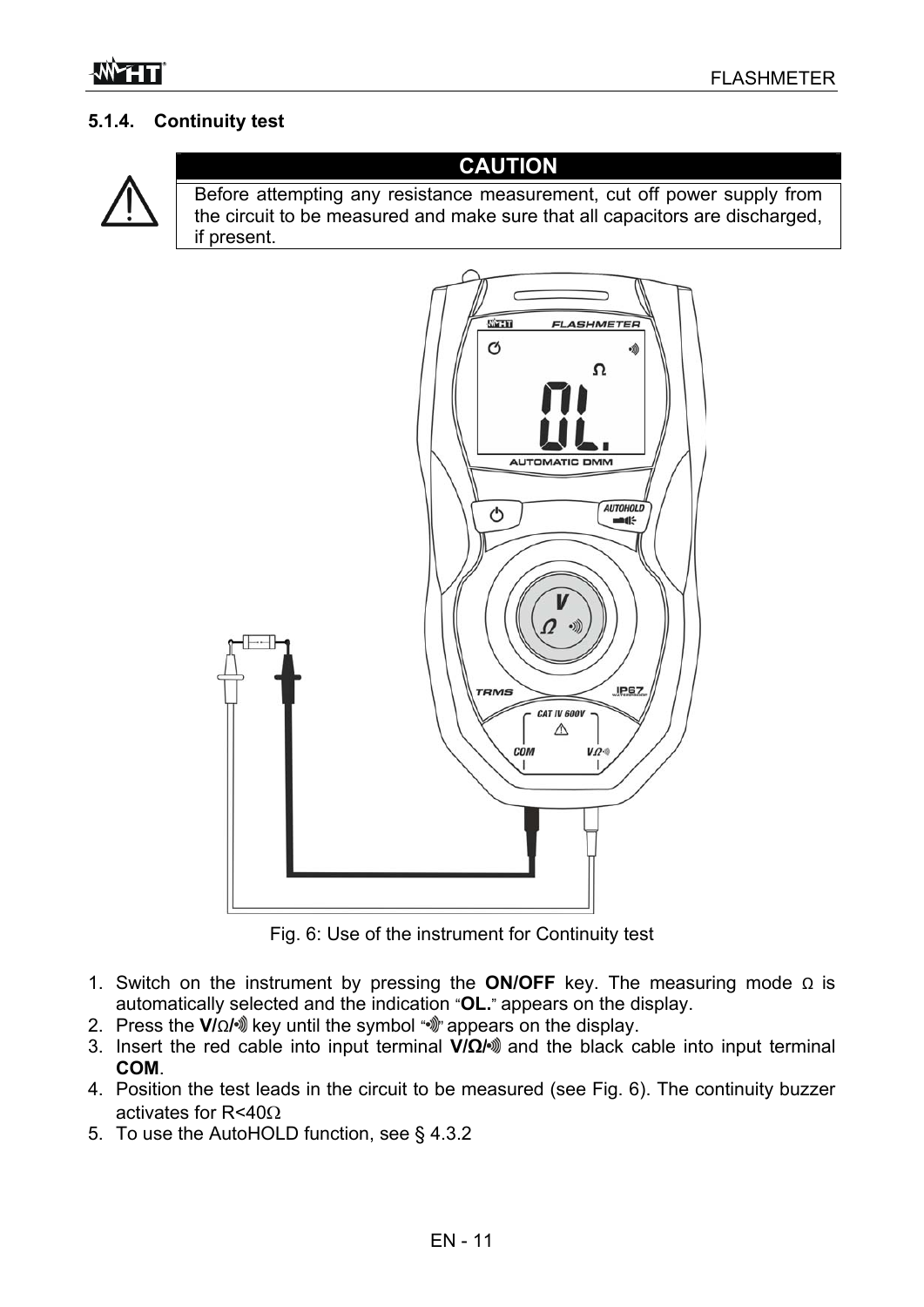### 5.1.4. Continuity test

**CAUTION**

Before attempting any resistance measurement, cut off power supply from the circuit to be measured and make sure that all capacitors are discharged, if present.

Fig. 6: Use of the instrument for Continuity test

1. Switch on the instrument by pressing the **ON/OFF** key. The measuring mode Ω is automatically selected and the indication "**OL.**" appears on the display.
2. Press the **V/**Ω/•))) key until the symbol "•)))" appears on the display.
3. Insert the red cable into input terminal **V/Ω/•)))** and the black cable into input terminal **COM**.
4. Position the test leads in the circuit to be measured (see Fig. 6). The continuity buzzer activates for R<40Ω
5. To use the AutoHOLD function, see § 4.3.2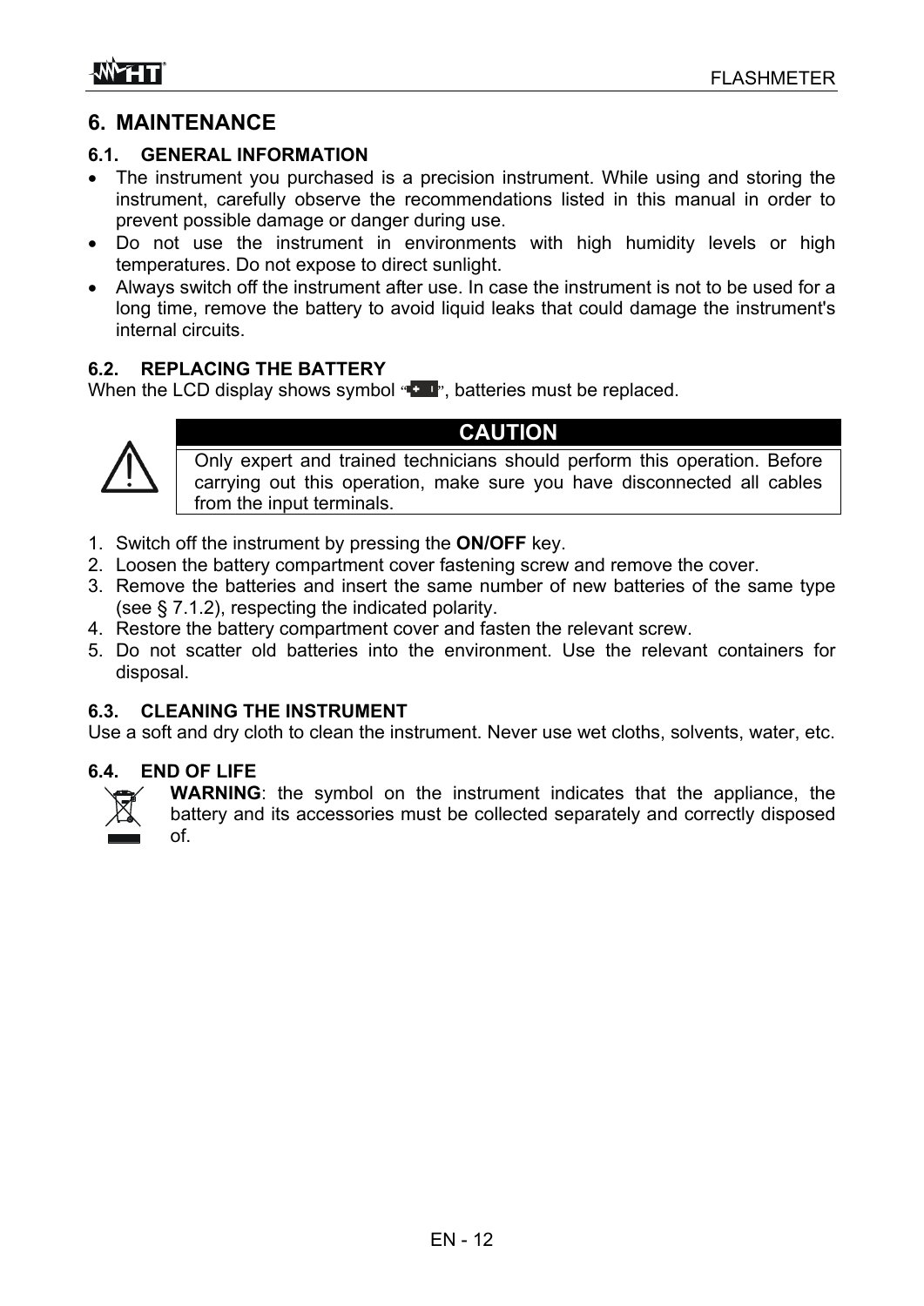# 6. MAINTENANCE

## 6.1. GENERAL INFORMATION

- The instrument you purchased is a precision instrument. While using and storing the instrument, carefully observe the recommendations listed in this manual in order to prevent possible damage or danger during use.
- Do not use the instrument in environments with high humidity levels or high temperatures. Do not expose to direct sunlight.
- Always switch off the instrument after use. In case the instrument is not to be used for a long time, remove the battery to avoid liquid leaks that could damage the instrument's internal circuits.

## 6.2. REPLACING THE BATTERY

When the LCD display shows symbol "", batteries must be replaced.

**CAUTION**

Only expert and trained technicians should perform this operation. Before carrying out this operation, make sure you have disconnected all cables from the input terminals.

1. Switch off the instrument by pressing the **ON/OFF** key.
2. Loosen the battery compartment cover fastening screw and remove the cover.
3. Remove the batteries and insert the same number of new batteries of the same type (see § 7.1.2), respecting the indicated polarity.
4. Restore the battery compartment cover and fasten the relevant screw.
5. Do not scatter old batteries into the environment. Use the relevant containers for disposal.

## 6.3. CLEANING THE INSTRUMENT

Use a soft and dry cloth to clean the instrument. Never use wet cloths, solvents, water, etc.

## 6.4. END OF LIFE

**WARNING**: the symbol on the instrument indicates that the appliance, the battery and its accessories must be collected separately and correctly disposed of.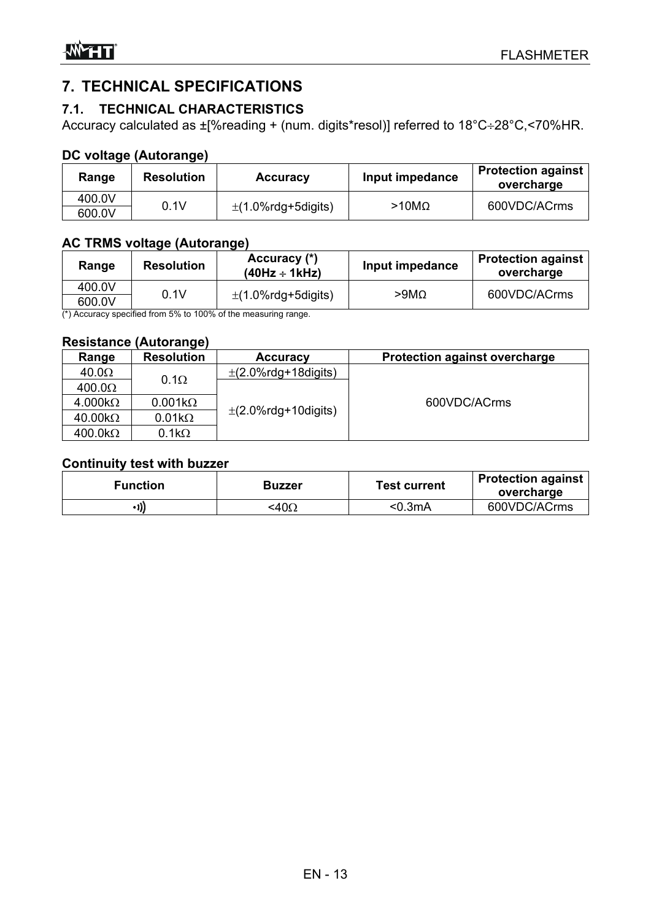# 7. TECHNICAL SPECIFICATIONS

## 7.1. TECHNICAL CHARACTERISTICS

Accuracy calculated as ±[%reading + (num. digits*resol)] referred to 18°C÷28°C,<70%HR.

### DC voltage (Autorange)

| Range | Resolution | Accuracy | Input impedance | Protection against overcharge |
|---|---|---|---|---|
| 400.0V | 0.1V | ±(1.0%rdg+5digits) | >10MΩ | 600VDC/ACrms |
| 600.0V | | | | |

### AC TRMS voltage (Autorange)

| Range | Resolution | Accuracy (*) (40Hz ÷ 1kHz) | Input impedance | Protection against overcharge |
|---|---|---|---|---|
| 400.0V | 0.1V | ±(1.0%rdg+5digits) | >9MΩ | 600VDC/ACrms |
| 600.0V | | | | |

(*) Accuracy specified from 5% to 100% of the measuring range.

### Resistance (Autorange)

| Range | Resolution | Accuracy | Protection against overcharge |
|---|---|---|---|
| 40.0Ω | 0.1Ω | ±(2.0%rdg+18digits) | 600VDC/ACrms |
| 400.0Ω | | ±(2.0%rdg+10digits) | |
| 4.000kΩ | 0.001kΩ | | |
| 40.00kΩ | 0.01kΩ | | |
| 400.0kΩ | 0.1kΩ | | |

### Continuity test with buzzer

| Function | Buzzer | Test current | Protection against overcharge |
|---|---|---|---|
| •))) | <40Ω | <0.3mA | 600VDC/ACrms |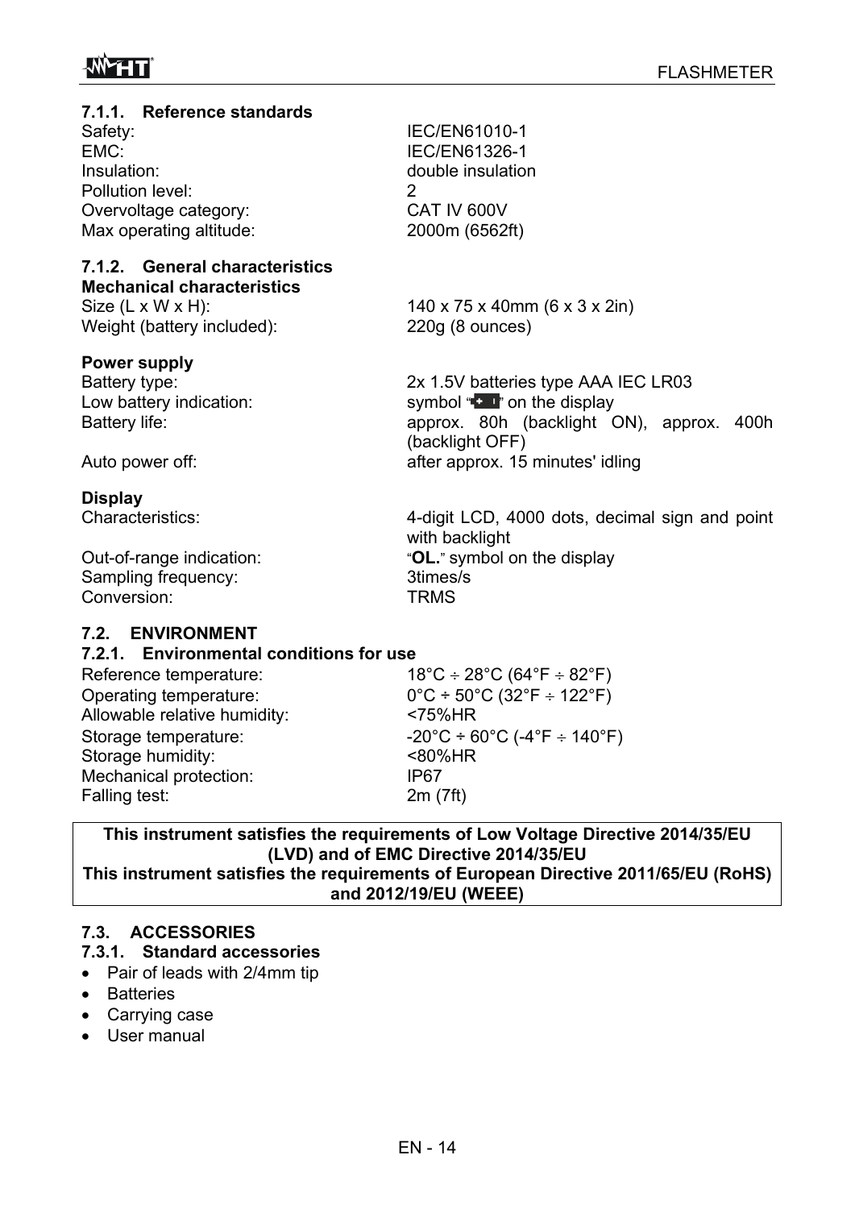### 7.1.1. Reference standards

| | |
|---|---|
| Safety: | IEC/EN61010-1 |
| EMC: | IEC/EN61326-1 |
| Insulation: | double insulation |
| Pollution level: | 2 |
| Overvoltage category: | CAT IV 600V |
| Max operating altitude: | 2000m (6562ft) |

### 7.1.2. General characteristics

**Mechanical characteristics**

| | |
|---|---|
| Size (L x W x H): | 140 x 75 x 40mm (6 x 3 x 2in) |
| Weight (battery included): | 220g (8 ounces) |

**Power supply**

| | |
|---|---|
| Battery type: | 2x 1.5V batteries type AAA IEC LR03 |
| Low battery indication: | symbol "battery" on the display |
| Battery life: | approx. 80h (backlight ON), approx. 400h (backlight OFF) |
| Auto power off: | after approx. 15 minutes' idling |

**Display**

| | |
|---|---|
| Characteristics: | 4-digit LCD, 4000 dots, decimal sign and point with backlight |
| Out-of-range indication: | "**OL.**" symbol on the display |
| Sampling frequency: | 3times/s |
| Conversion: | TRMS |

## 7.2. ENVIRONMENT

### 7.2.1. Environmental conditions for use

| | |
|---|---|
| Reference temperature: | 18°C ÷ 28°C (64°F ÷ 82°F) |
| Operating temperature: | 0°C ÷ 50°C (32°F ÷ 122°F) |
| Allowable relative humidity: | <75%HR |
| Storage temperature: | -20°C ÷ 60°C (-4°F ÷ 140°F) |
| Storage humidity: | <80%HR |
| Mechanical protection: | IP67 |
| Falling test: | 2m (7ft) |

**This instrument satisfies the requirements of Low Voltage Directive 2014/35/EU (LVD) and of EMC Directive 2014/35/EU**
**This instrument satisfies the requirements of European Directive 2011/65/EU (RoHS) and 2012/19/EU (WEEE)**

## 7.3. ACCESSORIES

### 7.3.1. Standard accessories

- Pair of leads with 2/4mm tip
- Batteries
- Carrying case
- User manual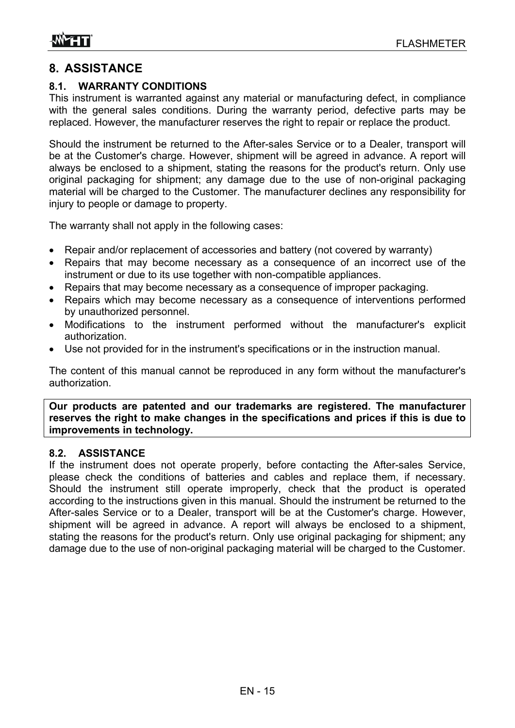# 8. ASSISTANCE

## 8.1. WARRANTY CONDITIONS

This instrument is warranted against any material or manufacturing defect, in compliance with the general sales conditions. During the warranty period, defective parts may be replaced. However, the manufacturer reserves the right to repair or replace the product.

Should the instrument be returned to the After-sales Service or to a Dealer, transport will be at the Customer's charge. However, shipment will be agreed in advance. A report will always be enclosed to a shipment, stating the reasons for the product's return. Only use original packaging for shipment; any damage due to the use of non-original packaging material will be charged to the Customer. The manufacturer declines any responsibility for injury to people or damage to property.

The warranty shall not apply in the following cases:

- Repair and/or replacement of accessories and battery (not covered by warranty)
- Repairs that may become necessary as a consequence of an incorrect use of the instrument or due to its use together with non-compatible appliances.
- Repairs that may become necessary as a consequence of improper packaging.
- Repairs which may become necessary as a consequence of interventions performed by unauthorized personnel.
- Modifications to the instrument performed without the manufacturer's explicit authorization.
- Use not provided for in the instrument's specifications or in the instruction manual.

The content of this manual cannot be reproduced in any form without the manufacturer's authorization.

**Our products are patented and our trademarks are registered. The manufacturer reserves the right to make changes in the specifications and prices if this is due to improvements in technology.**

## 8.2. ASSISTANCE

If the instrument does not operate properly, before contacting the After-sales Service, please check the conditions of batteries and cables and replace them, if necessary. Should the instrument still operate improperly, check that the product is operated according to the instructions given in this manual. Should the instrument be returned to the After-sales Service or to a Dealer, transport will be at the Customer's charge. However, shipment will be agreed in advance. A report will always be enclosed to a shipment, stating the reasons for the product's return. Only use original packaging for shipment; any damage due to the use of non-original packaging material will be charged to the Customer.